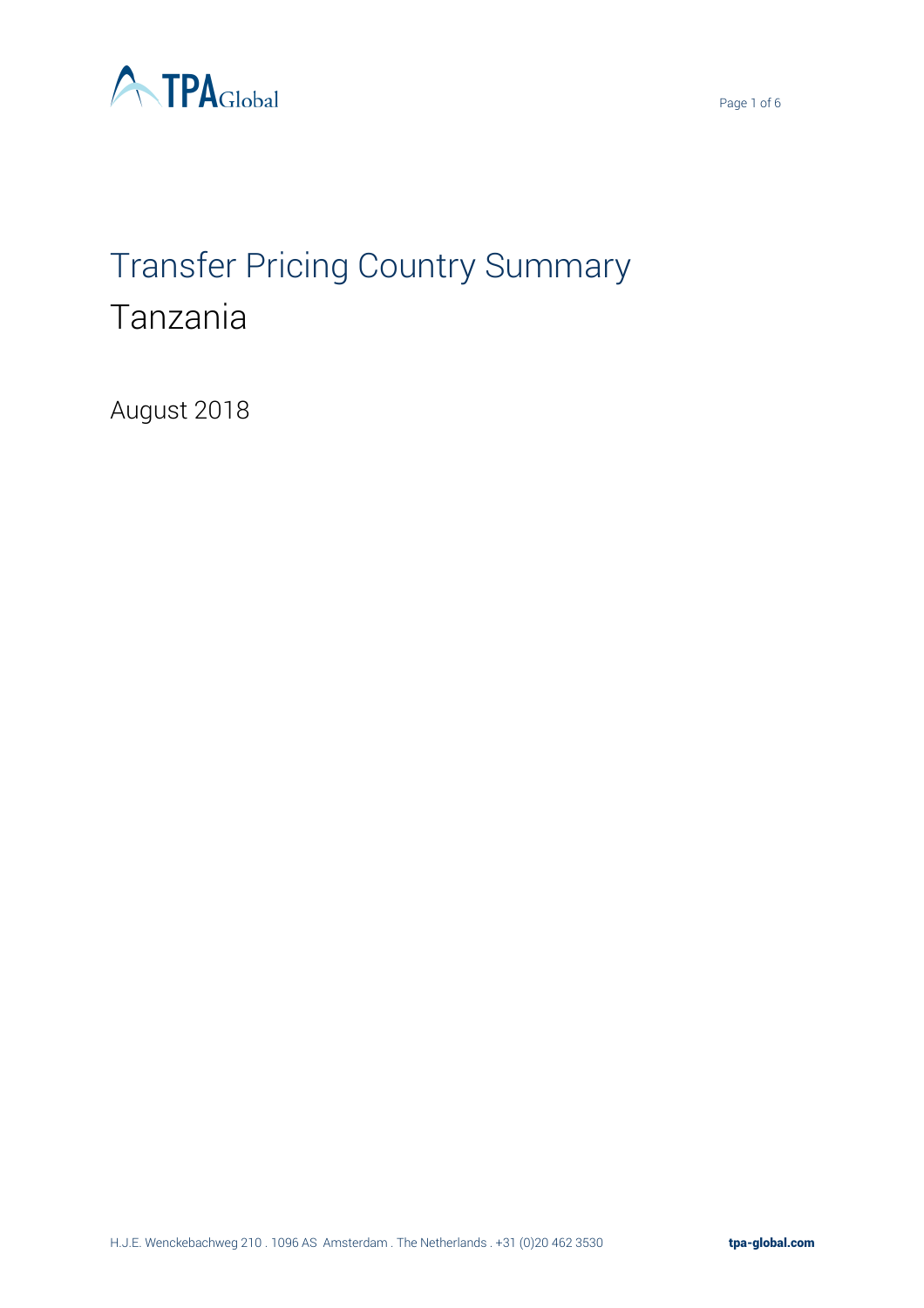# Transfer Pricing Country Summary
## Tanzania

August 2018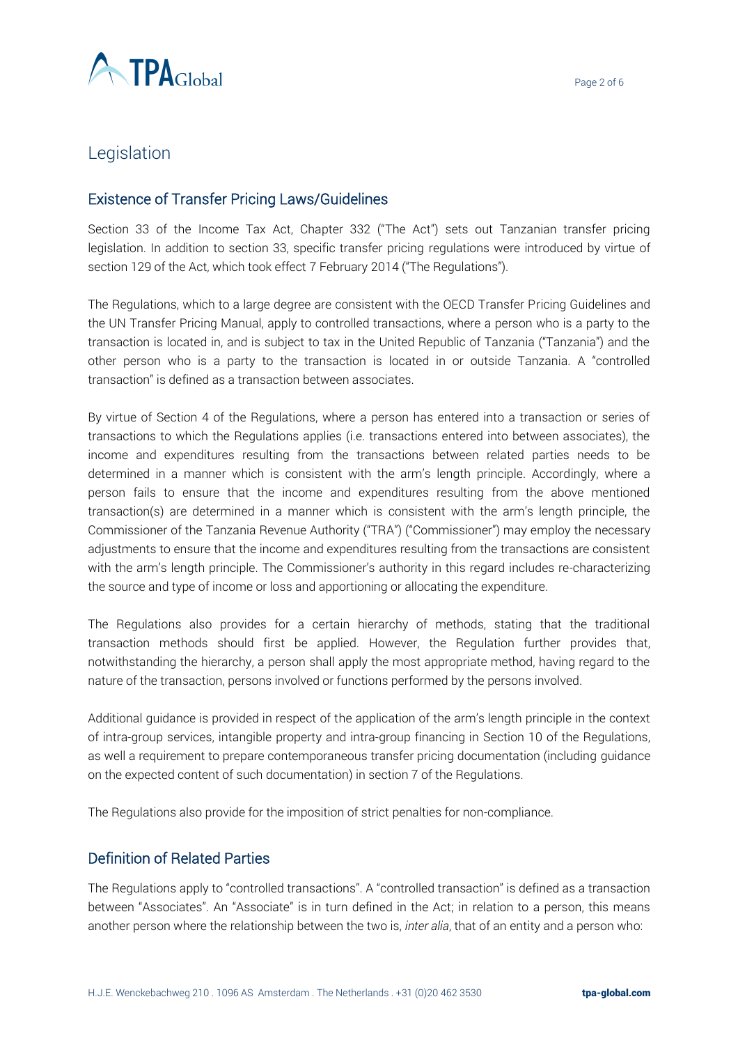# Legislation

## Existence of Transfer Pricing Laws/Guidelines

Section 33 of the Income Tax Act, Chapter 332 ("The Act") sets out Tanzanian transfer pricing legislation. In addition to section 33, specific transfer pricing regulations were introduced by virtue of section 129 of the Act, which took effect 7 February 2014 ("The Regulations").

The Regulations, which to a large degree are consistent with the OECD Transfer Pricing Guidelines and the UN Transfer Pricing Manual, apply to controlled transactions, where a person who is a party to the transaction is located in, and is subject to tax in the United Republic of Tanzania ("Tanzania") and the other person who is a party to the transaction is located in or outside Tanzania. A "controlled transaction" is defined as a transaction between associates.

By virtue of Section 4 of the Regulations, where a person has entered into a transaction or series of transactions to which the Regulations applies (i.e. transactions entered into between associates), the income and expenditures resulting from the transactions between related parties needs to be determined in a manner which is consistent with the arm's length principle. Accordingly, where a person fails to ensure that the income and expenditures resulting from the above mentioned transaction(s) are determined in a manner which is consistent with the arm's length principle, the Commissioner of the Tanzania Revenue Authority ("TRA") ("Commissioner") may employ the necessary adjustments to ensure that the income and expenditures resulting from the transactions are consistent with the arm's length principle. The Commissioner's authority in this regard includes re-characterizing the source and type of income or loss and apportioning or allocating the expenditure.

The Regulations also provides for a certain hierarchy of methods, stating that the traditional transaction methods should first be applied. However, the Regulation further provides that, notwithstanding the hierarchy, a person shall apply the most appropriate method, having regard to the nature of the transaction, persons involved or functions performed by the persons involved.

Additional guidance is provided in respect of the application of the arm's length principle in the context of intra-group services, intangible property and intra-group financing in Section 10 of the Regulations, as well a requirement to prepare contemporaneous transfer pricing documentation (including guidance on the expected content of such documentation) in section 7 of the Regulations.

The Regulations also provide for the imposition of strict penalties for non-compliance.

## Definition of Related Parties

The Regulations apply to "controlled transactions". A "controlled transaction" is defined as a transaction between "Associates". An "Associate" is in turn defined in the Act; in relation to a person, this means another person where the relationship between the two is, *inter alia*, that of an entity and a person who: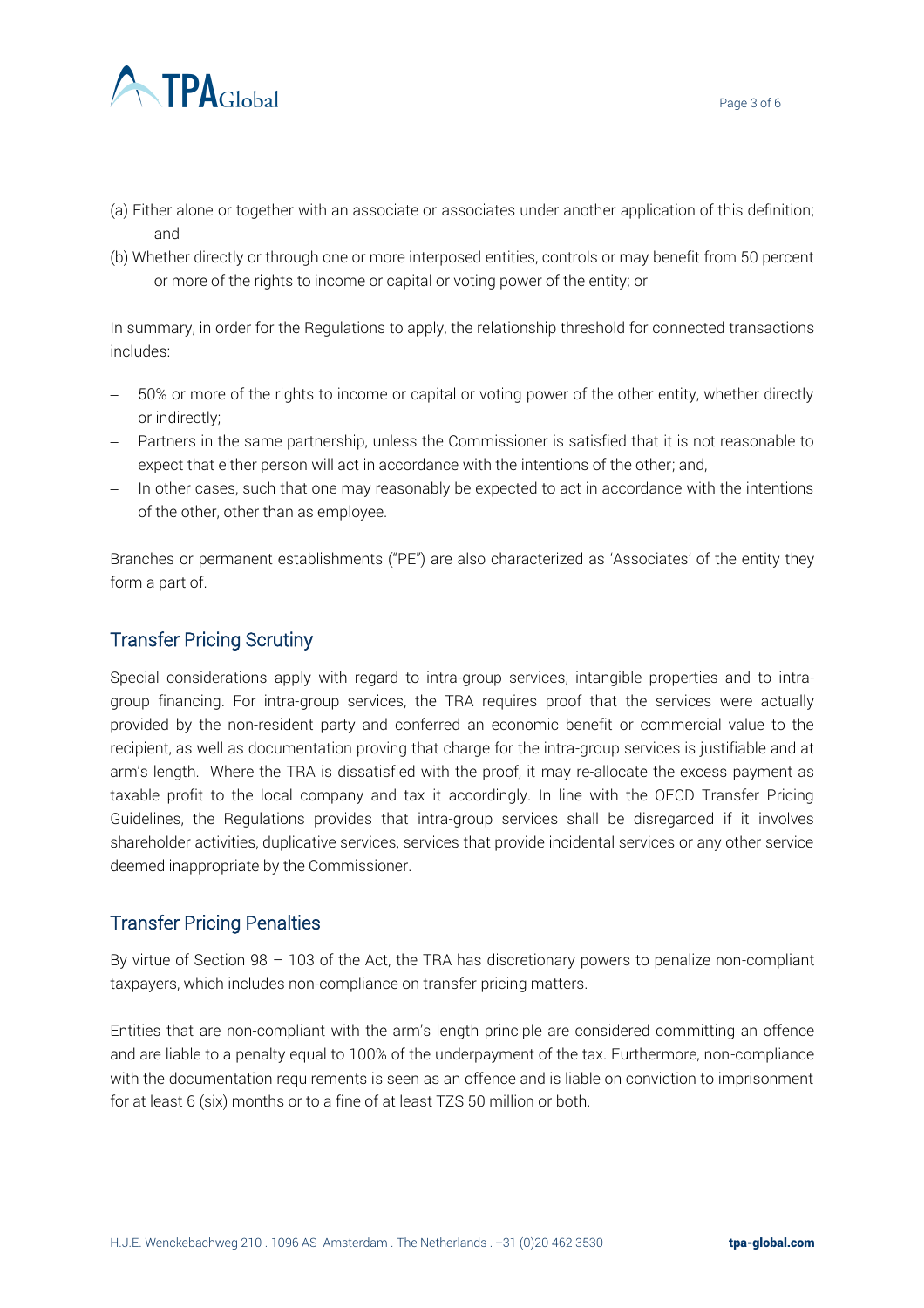(a) Either alone or together with an associate or associates under another application of this definition; and

(b) Whether directly or through one or more interposed entities, controls or may benefit from 50 percent or more of the rights to income or capital or voting power of the entity; or

In summary, in order for the Regulations to apply, the relationship threshold for connected transactions includes:

- 50% or more of the rights to income or capital or voting power of the other entity, whether directly or indirectly;
- Partners in the same partnership, unless the Commissioner is satisfied that it is not reasonable to expect that either person will act in accordance with the intentions of the other; and,
- In other cases, such that one may reasonably be expected to act in accordance with the intentions of the other, other than as employee.

Branches or permanent establishments ("PE") are also characterized as 'Associates' of the entity they form a part of.

## Transfer Pricing Scrutiny

Special considerations apply with regard to intra-group services, intangible properties and to intra-group financing. For intra-group services, the TRA requires proof that the services were actually provided by the non-resident party and conferred an economic benefit or commercial value to the recipient, as well as documentation proving that charge for the intra-group services is justifiable and at arm's length. Where the TRA is dissatisfied with the proof, it may re-allocate the excess payment as taxable profit to the local company and tax it accordingly. In line with the OECD Transfer Pricing Guidelines, the Regulations provides that intra-group services shall be disregarded if it involves shareholder activities, duplicative services, services that provide incidental services or any other service deemed inappropriate by the Commissioner.

## Transfer Pricing Penalties

By virtue of Section 98 – 103 of the Act, the TRA has discretionary powers to penalize non-compliant taxpayers, which includes non-compliance on transfer pricing matters.

Entities that are non-compliant with the arm's length principle are considered committing an offence and are liable to a penalty equal to 100% of the underpayment of the tax. Furthermore, non-compliance with the documentation requirements is seen as an offence and is liable on conviction to imprisonment for at least 6 (six) months or to a fine of at least TZS 50 million or both.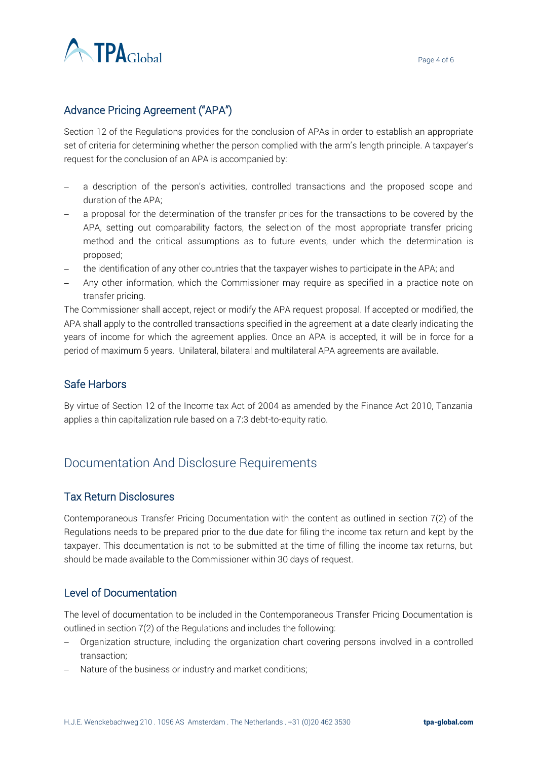## Advance Pricing Agreement ("APA")

Section 12 of the Regulations provides for the conclusion of APAs in order to establish an appropriate set of criteria for determining whether the person complied with the arm's length principle. A taxpayer's request for the conclusion of an APA is accompanied by:

- a description of the person's activities, controlled transactions and the proposed scope and duration of the APA;
- a proposal for the determination of the transfer prices for the transactions to be covered by the APA, setting out comparability factors, the selection of the most appropriate transfer pricing method and the critical assumptions as to future events, under which the determination is proposed;
- the identification of any other countries that the taxpayer wishes to participate in the APA; and
- Any other information, which the Commissioner may require as specified in a practice note on transfer pricing.

The Commissioner shall accept, reject or modify the APA request proposal. If accepted or modified, the APA shall apply to the controlled transactions specified in the agreement at a date clearly indicating the years of income for which the agreement applies. Once an APA is accepted, it will be in force for a period of maximum 5 years. Unilateral, bilateral and multilateral APA agreements are available.

## Safe Harbors

By virtue of Section 12 of the Income tax Act of 2004 as amended by the Finance Act 2010, Tanzania applies a thin capitalization rule based on a 7:3 debt-to-equity ratio.

# Documentation And Disclosure Requirements

## Tax Return Disclosures

Contemporaneous Transfer Pricing Documentation with the content as outlined in section 7(2) of the Regulations needs to be prepared prior to the due date for filing the income tax return and kept by the taxpayer. This documentation is not to be submitted at the time of filling the income tax returns, but should be made available to the Commissioner within 30 days of request.

## Level of Documentation

The level of documentation to be included in the Contemporaneous Transfer Pricing Documentation is outlined in section 7(2) of the Regulations and includes the following:

- Organization structure, including the organization chart covering persons involved in a controlled transaction;
- Nature of the business or industry and market conditions;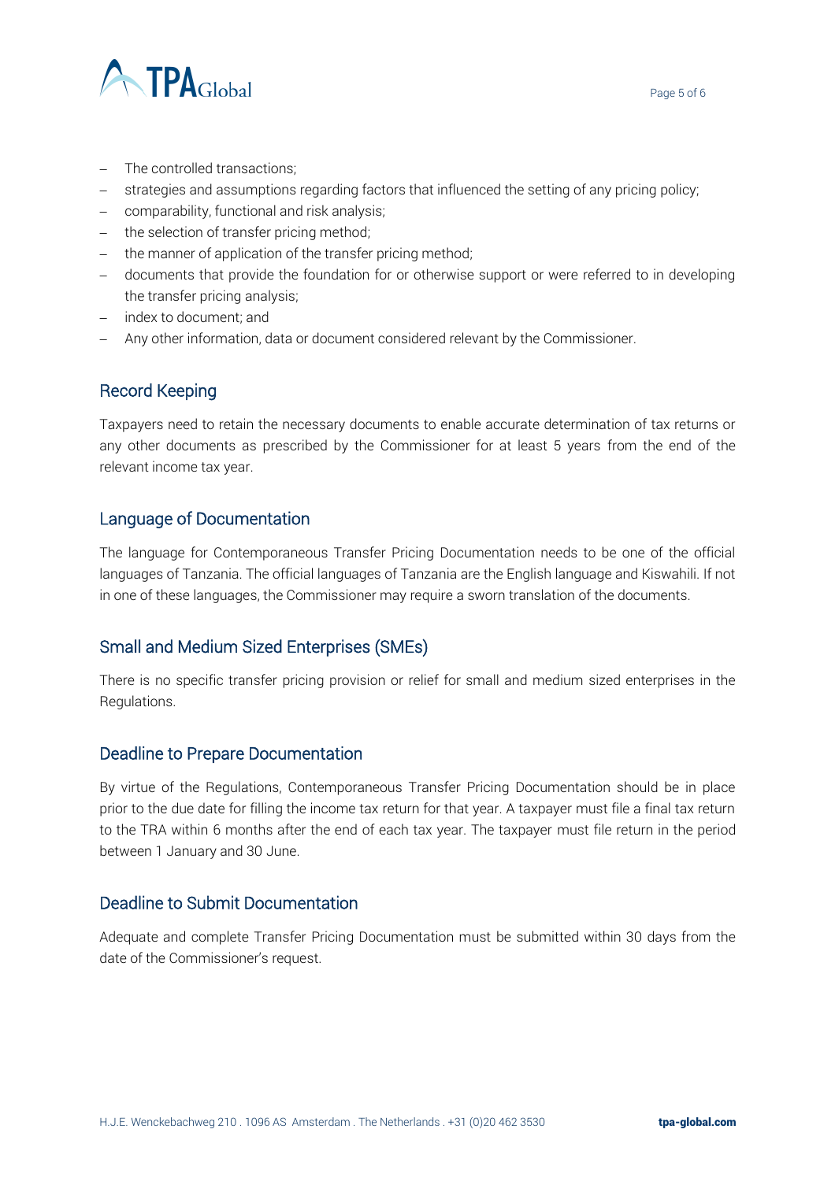- The controlled transactions;
- strategies and assumptions regarding factors that influenced the setting of any pricing policy;
- comparability, functional and risk analysis;
- the selection of transfer pricing method;
- the manner of application of the transfer pricing method;
- documents that provide the foundation for or otherwise support or were referred to in developing the transfer pricing analysis;
- index to document; and
- Any other information, data or document considered relevant by the Commissioner.

## Record Keeping

Taxpayers need to retain the necessary documents to enable accurate determination of tax returns or any other documents as prescribed by the Commissioner for at least 5 years from the end of the relevant income tax year.

## Language of Documentation

The language for Contemporaneous Transfer Pricing Documentation needs to be one of the official languages of Tanzania. The official languages of Tanzania are the English language and Kiswahili. If not in one of these languages, the Commissioner may require a sworn translation of the documents.

## Small and Medium Sized Enterprises (SMEs)

There is no specific transfer pricing provision or relief for small and medium sized enterprises in the Regulations.

## Deadline to Prepare Documentation

By virtue of the Regulations, Contemporaneous Transfer Pricing Documentation should be in place prior to the due date for filling the income tax return for that year. A taxpayer must file a final tax return to the TRA within 6 months after the end of each tax year. The taxpayer must file return in the period between 1 January and 30 June.

## Deadline to Submit Documentation

Adequate and complete Transfer Pricing Documentation must be submitted within 30 days from the date of the Commissioner's request.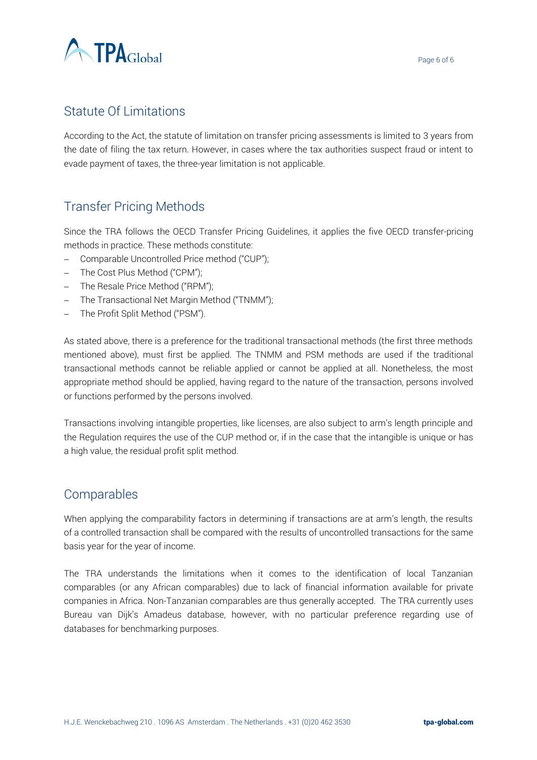## Statute Of Limitations

According to the Act, the statute of limitation on transfer pricing assessments is limited to 3 years from the date of filing the tax return. However, in cases where the tax authorities suspect fraud or intent to evade payment of taxes, the three-year limitation is not applicable.

## Transfer Pricing Methods

Since the TRA follows the OECD Transfer Pricing Guidelines, it applies the five OECD transfer-pricing methods in practice. These methods constitute:

- Comparable Uncontrolled Price method ("CUP");
- The Cost Plus Method ("CPM");
- The Resale Price Method ("RPM");
- The Transactional Net Margin Method ("TNMM");
- The Profit Split Method ("PSM").

As stated above, there is a preference for the traditional transactional methods (the first three methods mentioned above), must first be applied. The TNMM and PSM methods are used if the traditional transactional methods cannot be reliable applied or cannot be applied at all. Nonetheless, the most appropriate method should be applied, having regard to the nature of the transaction, persons involved or functions performed by the persons involved.

Transactions involving intangible properties, like licenses, are also subject to arm's length principle and the Regulation requires the use of the CUP method or, if in the case that the intangible is unique or has a high value, the residual profit split method.

## Comparables

When applying the comparability factors in determining if transactions are at arm's length, the results of a controlled transaction shall be compared with the results of uncontrolled transactions for the same basis year for the year of income.

The TRA understands the limitations when it comes to the identification of local Tanzanian comparables (or any African comparables) due to lack of financial information available for private companies in Africa. Non-Tanzanian comparables are thus generally accepted. The TRA currently uses Bureau van Dijk's Amadeus database, however, with no particular preference regarding use of databases for benchmarking purposes.